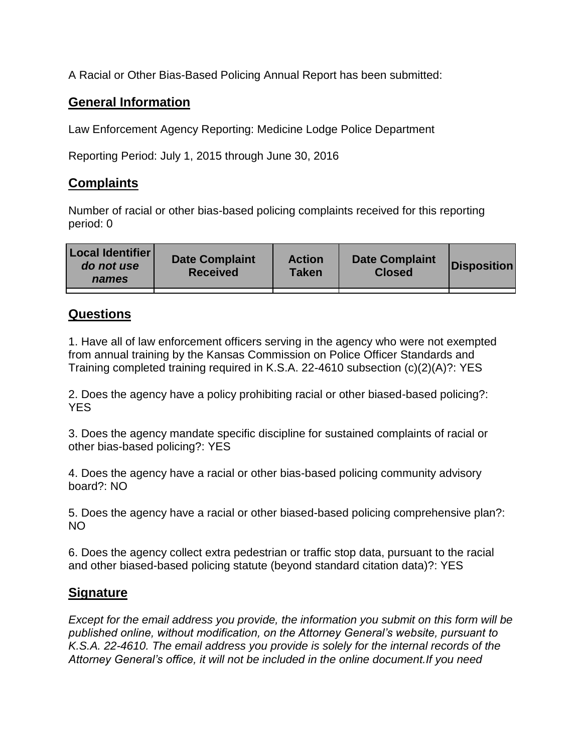A Racial or Other Bias-Based Policing Annual Report has been submitted:

## General Information

Law Enforcement Agency Reporting: Medicine Lodge Police Department

Reporting Period: July 1, 2015 through June 30, 2016

## Complaints

Number of racial or other bias-based policing complaints received for this reporting period: 0

| Local Identifier *do not use names* | Date Complaint Received | Action Taken | Date Complaint Closed | Disposition |
|---|---|---|---|---|
| | | | | |

## Questions

1. Have all of law enforcement officers serving in the agency who were not exempted from annual training by the Kansas Commission on Police Officer Standards and Training completed training required in K.S.A. 22-4610 subsection (c)(2)(A)?: YES

2. Does the agency have a policy prohibiting racial or other biased-based policing?: YES

3. Does the agency mandate specific discipline for sustained complaints of racial or other bias-based policing?: YES

4. Does the agency have a racial or other bias-based policing community advisory board?: NO

5. Does the agency have a racial or other biased-based policing comprehensive plan?: NO

6. Does the agency collect extra pedestrian or traffic stop data, pursuant to the racial and other biased-based policing statute (beyond standard citation data)?: YES

## Signature

*Except for the email address you provide, the information you submit on this form will be published online, without modification, on the Attorney General's website, pursuant to K.S.A. 22-4610. The email address you provide is solely for the internal records of the Attorney General's office, it will not be included in the online document.If you need*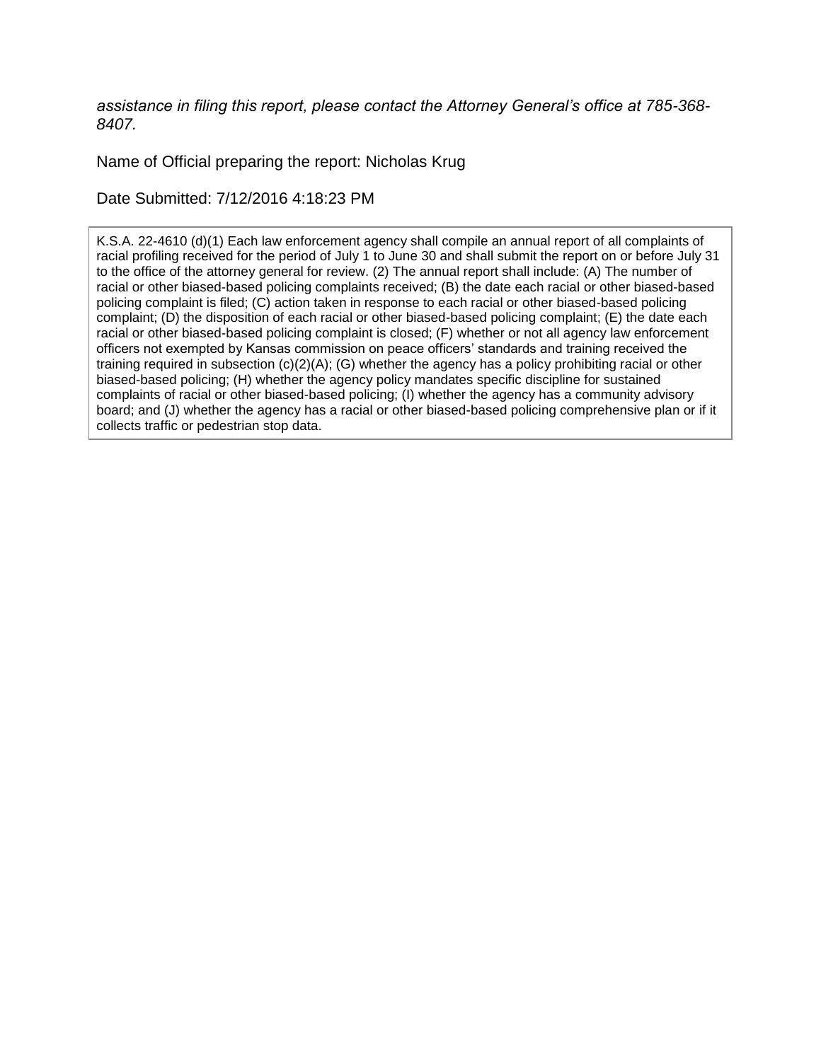*assistance in filing this report, please contact the Attorney General's office at 785-368-8407.*

Name of Official preparing the report: Nicholas Krug

Date Submitted: 7/12/2016 4:18:23 PM

K.S.A. 22-4610 (d)(1) Each law enforcement agency shall compile an annual report of all complaints of racial profiling received for the period of July 1 to June 30 and shall submit the report on or before July 31 to the office of the attorney general for review. (2) The annual report shall include: (A) The number of racial or other biased-based policing complaints received; (B) the date each racial or other biased-based policing complaint is filed; (C) action taken in response to each racial or other biased-based policing complaint; (D) the disposition of each racial or other biased-based policing complaint; (E) the date each racial or other biased-based policing complaint is closed; (F) whether or not all agency law enforcement officers not exempted by Kansas commission on peace officers' standards and training received the training required in subsection (c)(2)(A); (G) whether the agency has a policy prohibiting racial or other biased-based policing; (H) whether the agency policy mandates specific discipline for sustained complaints of racial or other biased-based policing; (I) whether the agency has a community advisory board; and (J) whether the agency has a racial or other biased-based policing comprehensive plan or if it collects traffic or pedestrian stop data.